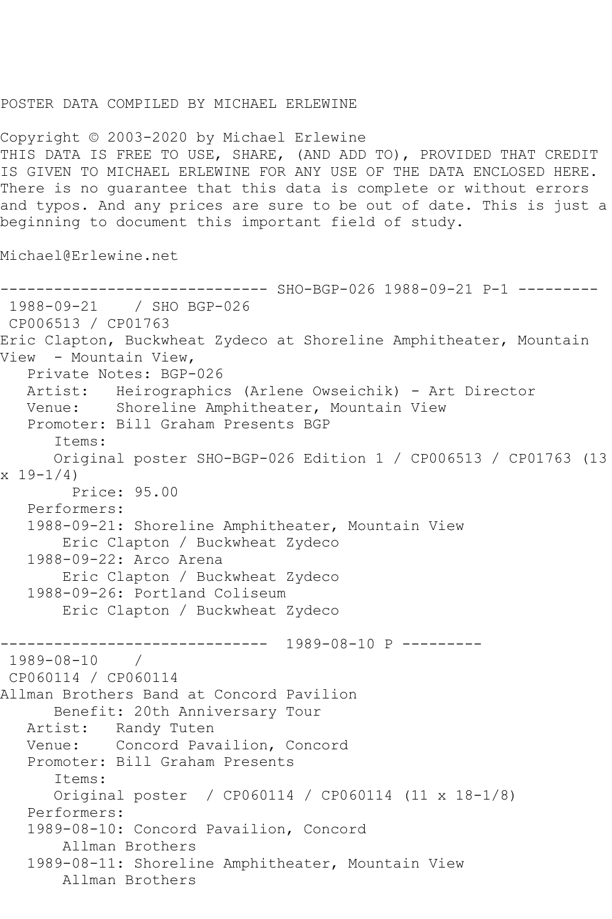POSTER DATA COMPILED BY MICHAEL ERLEWINE

Copyright © 2003-2020 by Michael Erlewine
THIS DATA IS FREE TO USE, SHARE, (AND ADD TO), PROVIDED THAT CREDIT IS GIVEN TO MICHAEL ERLEWINE FOR ANY USE OF THE DATA ENCLOSED HERE. There is no guarantee that this data is complete or without errors and typos. And any prices are sure to be out of date. This is just a beginning to document this important field of study.

Michael@Erlewine.net

------------------------------ SHO-BGP-026 1988-09-21 P-1 ---------

1988-09-21 / SHO BGP-026
CP006513 / CP01763
Eric Clapton, Buckwheat Zydeco at Shoreline Amphitheater, Mountain View - Mountain View,
   Private Notes: BGP-026
   Artist: Heirographics (Arlene Owseichik) - Art Director
   Venue: Shoreline Amphitheater, Mountain View
   Promoter: Bill Graham Presents BGP
      Items:
      Original poster SHO-BGP-026 Edition 1 / CP006513 / CP01763 (13 x 19-1/4)
        Price: 95.00
   Performers:
   1988-09-21: Shoreline Amphitheater, Mountain View
       Eric Clapton / Buckwheat Zydeco
   1988-09-22: Arco Arena
       Eric Clapton / Buckwheat Zydeco
   1988-09-26: Portland Coliseum
       Eric Clapton / Buckwheat Zydeco

------------------------------ 1989-08-10 P ---------

1989-08-10 /
CP060114 / CP060114
Allman Brothers Band at Concord Pavilion
      Benefit: 20th Anniversary Tour
   Artist: Randy Tuten
   Venue: Concord Pavailion, Concord
   Promoter: Bill Graham Presents
      Items:
      Original poster / CP060114 / CP060114 (11 x 18-1/8)
   Performers:
   1989-08-10: Concord Pavailion, Concord
       Allman Brothers
   1989-08-11: Shoreline Amphitheater, Mountain View
       Allman Brothers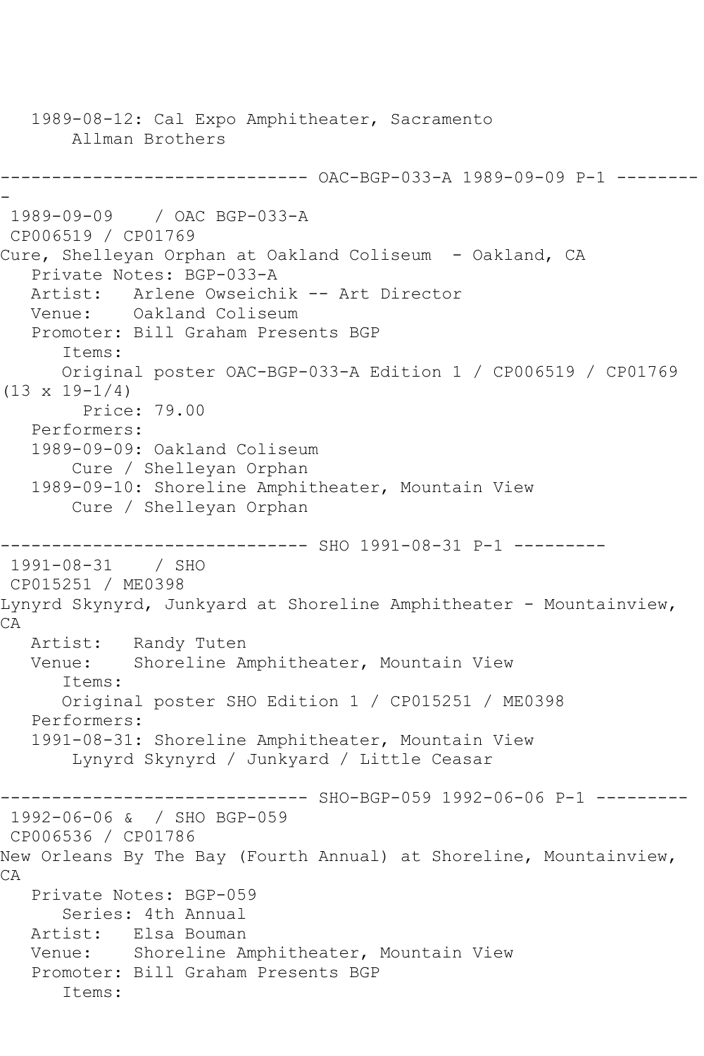1989-08-12: Cal Expo Amphitheater, Sacramento
    Allman Brothers

------------------------------ OAC-BGP-033-A 1989-09-09 P-1 ---------

1989-09-09 / OAC BGP-033-A
CP006519 / CP01769
Cure, Shelleyan Orphan at Oakland Coliseum - Oakland, CA
   Private Notes: BGP-033-A
   Artist: Arlene Owseichik -- Art Director
   Venue: Oakland Coliseum
   Promoter: Bill Graham Presents BGP
      Items:
      Original poster OAC-BGP-033-A Edition 1 / CP006519 / CP01769 (13 x 19-1/4)
         Price: 79.00
   Performers:
   1989-09-09: Oakland Coliseum
       Cure / Shelleyan Orphan
   1989-09-10: Shoreline Amphitheater, Mountain View
       Cure / Shelleyan Orphan

------------------------------ SHO 1991-08-31 P-1 ---------

1991-08-31 / SHO
CP015251 / ME0398
Lynyrd Skynyrd, Junkyard at Shoreline Amphitheater - Mountainview, CA
   Artist: Randy Tuten
   Venue: Shoreline Amphitheater, Mountain View
      Items:
      Original poster SHO Edition 1 / CP015251 / ME0398
   Performers:
   1991-08-31: Shoreline Amphitheater, Mountain View
       Lynyrd Skynyrd / Junkyard / Little Ceasar

------------------------------ SHO-BGP-059 1992-06-06 P-1 ---------

1992-06-06 & / SHO BGP-059
CP006536 / CP01786
New Orleans By The Bay (Fourth Annual) at Shoreline, Mountainview, CA
   Private Notes: BGP-059
      Series: 4th Annual
   Artist: Elsa Bouman
   Venue: Shoreline Amphitheater, Mountain View
   Promoter: Bill Graham Presents BGP
      Items: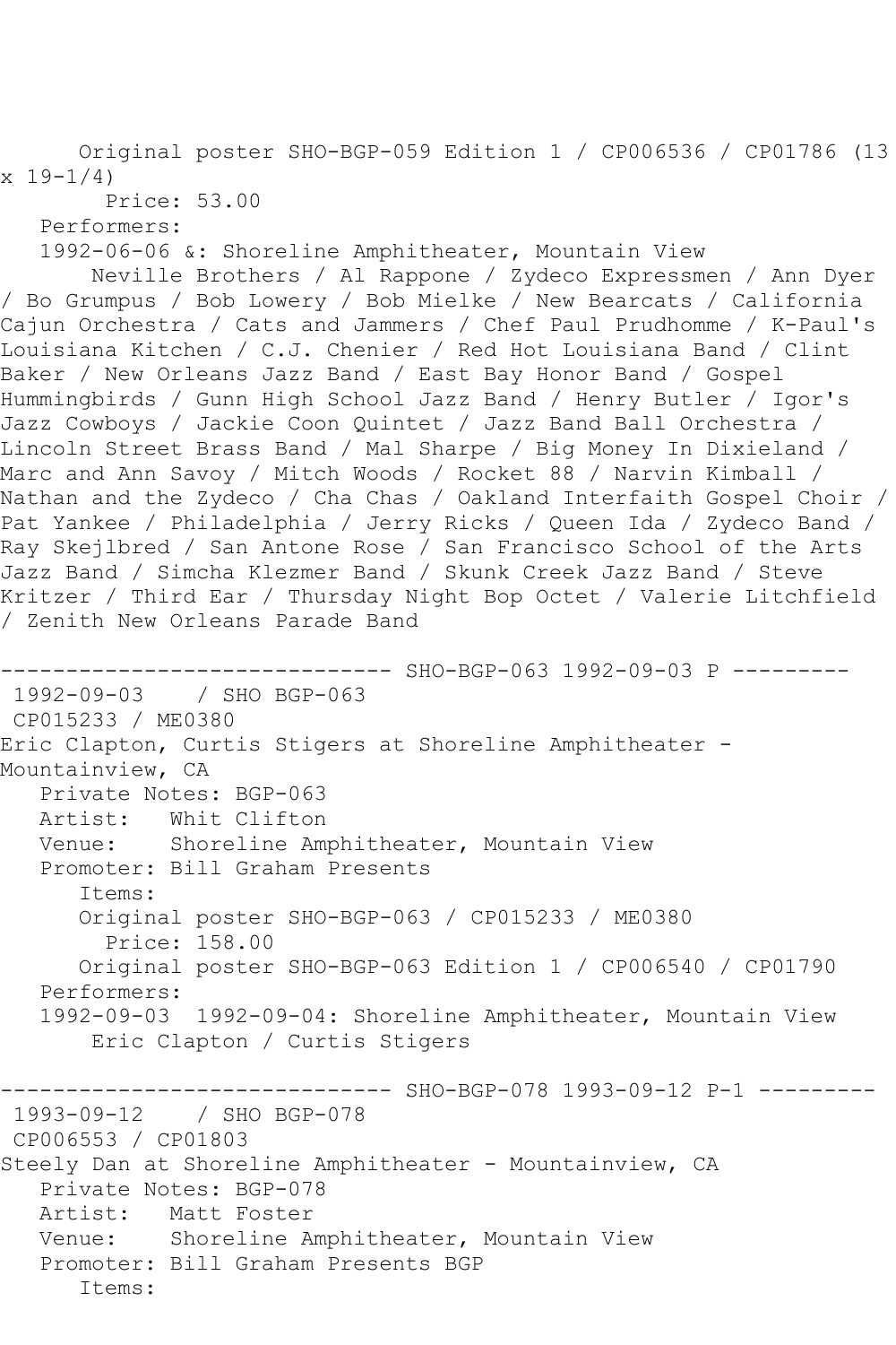Original poster SHO-BGP-059 Edition 1 / CP006536 / CP01786 (13 x 19-1/4)
  Price: 53.00
Performers:
1992-06-06 &: Shoreline Amphitheater, Mountain View
  Neville Brothers / Al Rappone / Zydeco Expressmen / Ann Dyer / Bo Grumpus / Bob Lowery / Bob Mielke / New Bearcats / California Cajun Orchestra / Cats and Jammers / Chef Paul Prudhomme / K-Paul's Louisiana Kitchen / C.J. Chenier / Red Hot Louisiana Band / Clint Baker / New Orleans Jazz Band / East Bay Honor Band / Gospel Hummingbirds / Gunn High School Jazz Band / Henry Butler / Igor's Jazz Cowboys / Jackie Coon Quintet / Jazz Band Ball Orchestra / Lincoln Street Brass Band / Mal Sharpe / Big Money In Dixieland / Marc and Ann Savoy / Mitch Woods / Rocket 88 / Narvin Kimball / Nathan and the Zydeco / Cha Chas / Oakland Interfaith Gospel Choir / Pat Yankee / Philadelphia / Jerry Ricks / Queen Ida / Zydeco Band / Ray Skejlbred / San Antone Rose / San Francisco School of the Arts Jazz Band / Simcha Klezmer Band / Skunk Creek Jazz Band / Steve Kritzer / Third Ear / Thursday Night Bop Octet / Valerie Litchfield / Zenith New Orleans Parade Band

------------------------------ SHO-BGP-063 1992-09-03 P ---------

1992-09-03 / SHO BGP-063
CP015233 / ME0380
Eric Clapton, Curtis Stigers at Shoreline Amphitheater - Mountainview, CA
Private Notes: BGP-063
Artist: Whit Clifton
Venue: Shoreline Amphitheater, Mountain View
Promoter: Bill Graham Presents
Items:
Original poster SHO-BGP-063 / CP015233 / ME0380
  Price: 158.00
Original poster SHO-BGP-063 Edition 1 / CP006540 / CP01790
Performers:
1992-09-03 1992-09-04: Shoreline Amphitheater, Mountain View
  Eric Clapton / Curtis Stigers

------------------------------ SHO-BGP-078 1993-09-12 P-1 ---------

1993-09-12 / SHO BGP-078
CP006553 / CP01803
Steely Dan at Shoreline Amphitheater - Mountainview, CA
Private Notes: BGP-078
Artist: Matt Foster
Venue: Shoreline Amphitheater, Mountain View
Promoter: Bill Graham Presents BGP
Items: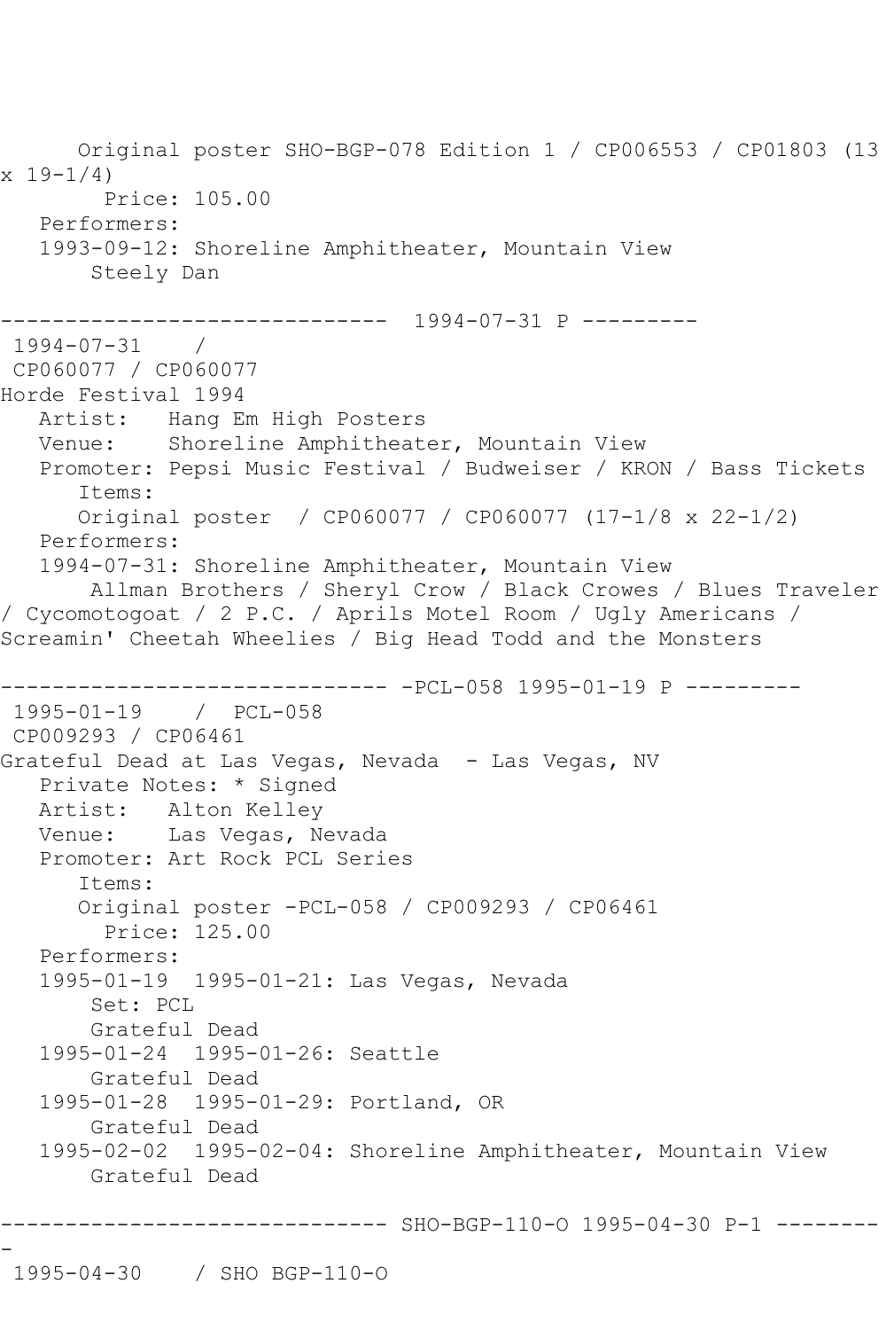Original poster SHO-BGP-078 Edition 1 / CP006553 / CP01803 (13 x 19-1/4)
Price: 105.00
Performers:
1993-09-12: Shoreline Amphitheater, Mountain View
Steely Dan

------------------------------ 1994-07-31 P ---------

1994-07-31 /
CP060077 / CP060077
Horde Festival 1994
Artist: Hang Em High Posters
Venue: Shoreline Amphitheater, Mountain View
Promoter: Pepsi Music Festival / Budweiser / KRON / Bass Tickets
Items:
Original poster / CP060077 / CP060077 (17-1/8 x 22-1/2)
Performers:
1994-07-31: Shoreline Amphitheater, Mountain View
Allman Brothers / Sheryl Crow / Black Crowes / Blues Traveler / Cycomotogoat / 2 P.C. / Aprils Motel Room / Ugly Americans / Screamin' Cheetah Wheelies / Big Head Todd and the Monsters

------------------------------ -PCL-058 1995-01-19 P ---------

1995-01-19 / PCL-058
CP009293 / CP06461
Grateful Dead at Las Vegas, Nevada - Las Vegas, NV
Private Notes: * Signed
Artist: Alton Kelley
Venue: Las Vegas, Nevada
Promoter: Art Rock PCL Series
Items:
Original poster -PCL-058 / CP009293 / CP06461
Price: 125.00
Performers:
1995-01-19 1995-01-21: Las Vegas, Nevada
Set: PCL
Grateful Dead
1995-01-24 1995-01-26: Seattle
Grateful Dead
1995-01-28 1995-01-29: Portland, OR
Grateful Dead
1995-02-02 1995-02-04: Shoreline Amphitheater, Mountain View
Grateful Dead

------------------------------ SHO-BGP-110-O 1995-04-30 P-1 ---------

1995-04-30 / SHO BGP-110-O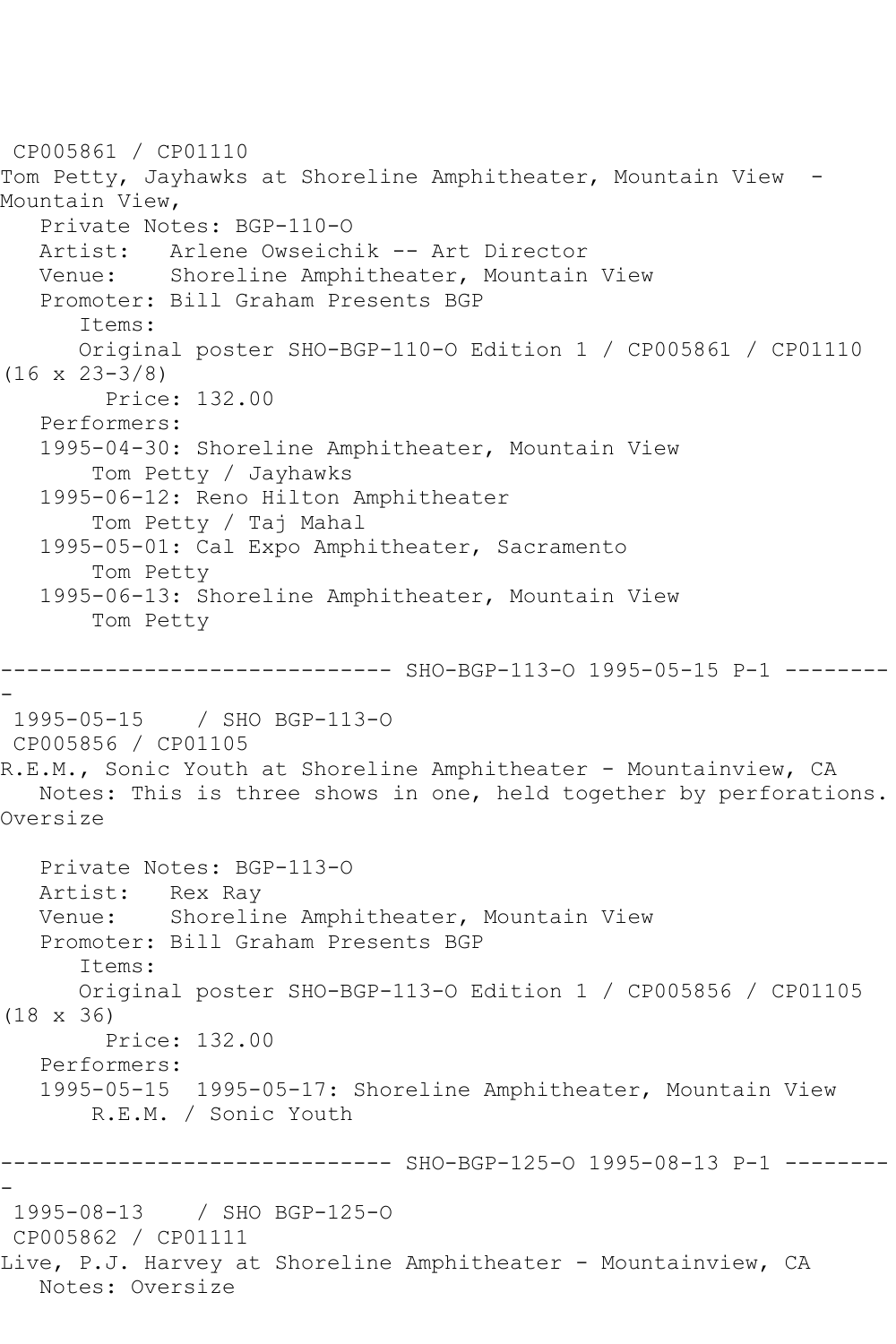CP005861 / CP01110
Tom Petty, Jayhawks at Shoreline Amphitheater, Mountain View - Mountain View,
   Private Notes: BGP-110-O
   Artist:   Arlene Owseichik -- Art Director
   Venue:    Shoreline Amphitheater, Mountain View
   Promoter: Bill Graham Presents BGP
      Items:
      Original poster SHO-BGP-110-O Edition 1 / CP005861 / CP01110 (16 x 23-3/8)
         Price: 132.00
   Performers:
   1995-04-30: Shoreline Amphitheater, Mountain View
       Tom Petty / Jayhawks
   1995-06-12: Reno Hilton Amphitheater
       Tom Petty / Taj Mahal
   1995-05-01: Cal Expo Amphitheater, Sacramento
       Tom Petty
   1995-06-13: Shoreline Amphitheater, Mountain View
       Tom Petty

------------------------------ SHO-BGP-113-O 1995-05-15 P-1 ---------

1995-05-15    / SHO BGP-113-O
CP005856 / CP01105
R.E.M., Sonic Youth at Shoreline Amphitheater - Mountainview, CA
   Notes: This is three shows in one, held together by perforations. Oversize

   Private Notes: BGP-113-O
   Artist:   Rex Ray
   Venue:    Shoreline Amphitheater, Mountain View
   Promoter: Bill Graham Presents BGP
      Items:
      Original poster SHO-BGP-113-O Edition 1 / CP005856 / CP01105 (18 x 36)
         Price: 132.00
   Performers:
   1995-05-15  1995-05-17: Shoreline Amphitheater, Mountain View
       R.E.M. / Sonic Youth

------------------------------ SHO-BGP-125-O 1995-08-13 P-1 ---------

1995-08-13    / SHO BGP-125-O
CP005862 / CP01111
Live, P.J. Harvey at Shoreline Amphitheater - Mountainview, CA
   Notes: Oversize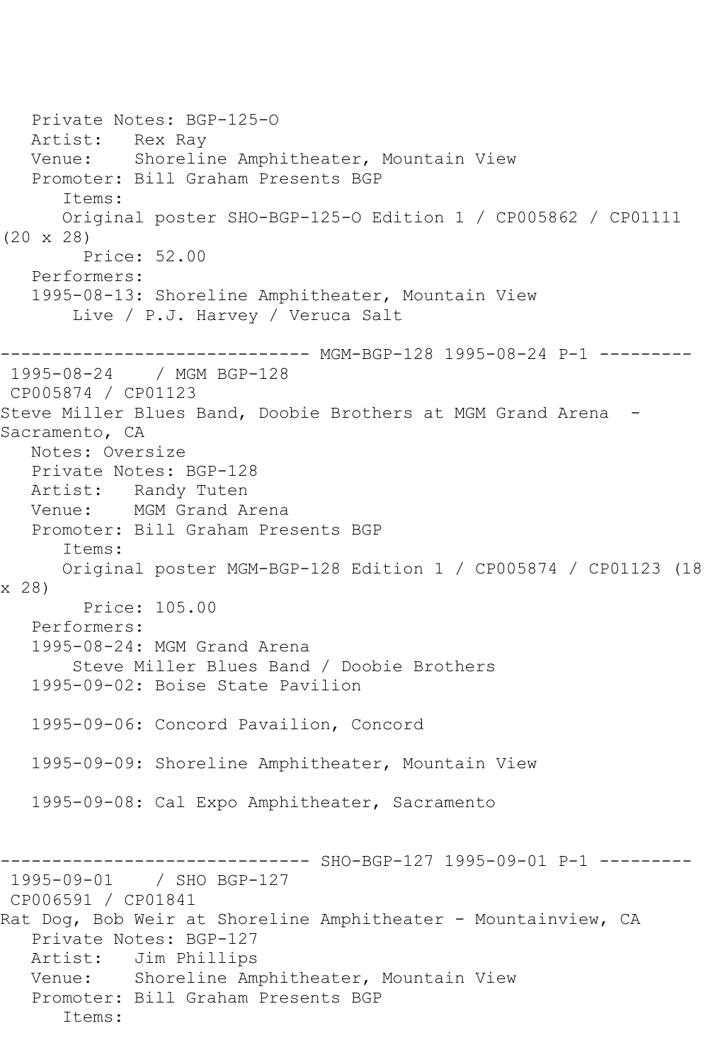Private Notes: BGP-125-O
Artist: Rex Ray
Venue: Shoreline Amphitheater, Mountain View
Promoter: Bill Graham Presents BGP
Items:
Original poster SHO-BGP-125-O Edition 1 / CP005862 / CP01111 (20 x 28)
Price: 52.00
Performers:
1995-08-13: Shoreline Amphitheater, Mountain View
Live / P.J. Harvey / Veruca Salt

------------------------------ MGM-BGP-128 1995-08-24 P-1 ---------

1995-08-24 / MGM BGP-128
CP005874 / CP01123
Steve Miller Blues Band, Doobie Brothers at MGM Grand Arena - Sacramento, CA
Notes: Oversize
Private Notes: BGP-128
Artist: Randy Tuten
Venue: MGM Grand Arena
Promoter: Bill Graham Presents BGP
Items:
Original poster MGM-BGP-128 Edition 1 / CP005874 / CP01123 (18 x 28)
Price: 105.00
Performers:
1995-08-24: MGM Grand Arena
Steve Miller Blues Band / Doobie Brothers
1995-09-02: Boise State Pavilion

1995-09-06: Concord Pavailion, Concord

1995-09-09: Shoreline Amphitheater, Mountain View

1995-09-08: Cal Expo Amphitheater, Sacramento

------------------------------ SHO-BGP-127 1995-09-01 P-1 ---------

1995-09-01 / SHO BGP-127
CP006591 / CP01841
Rat Dog, Bob Weir at Shoreline Amphitheater - Mountainview, CA
Private Notes: BGP-127
Artist: Jim Phillips
Venue: Shoreline Amphitheater, Mountain View
Promoter: Bill Graham Presents BGP
Items: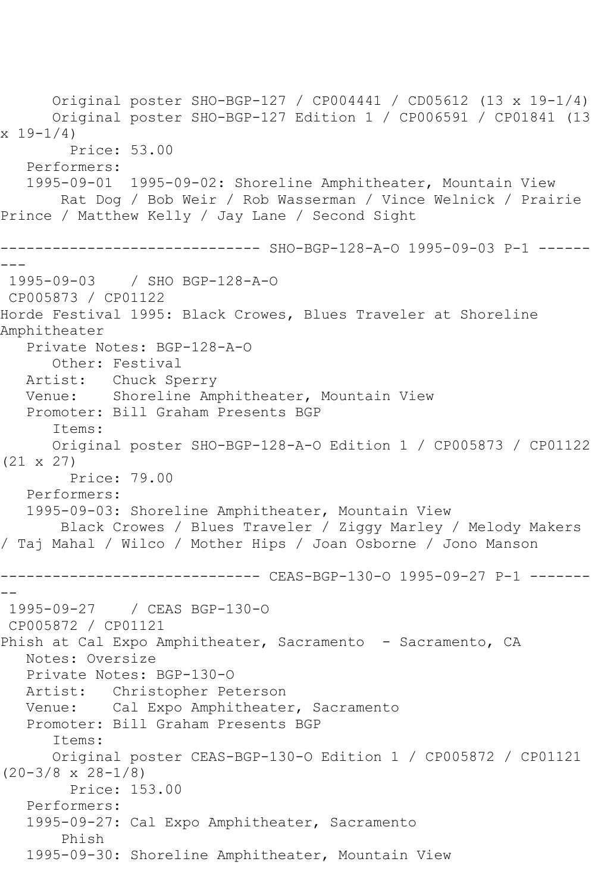Original poster SHO-BGP-127 / CP004441 / CD05612 (13 x 19-1/4)
Original poster SHO-BGP-127 Edition 1 / CP006591 / CP01841 (13 x 19-1/4)
Price: 53.00
Performers:
1995-09-01 1995-09-02: Shoreline Amphitheater, Mountain View
Rat Dog / Bob Weir / Rob Wasserman / Vince Welnick / Prairie Prince / Matthew Kelly / Jay Lane / Second Sight

------------------------------ SHO-BGP-128-A-O 1995-09-03 P-1 ---------

1995-09-03 / SHO BGP-128-A-O
CP005873 / CP01122
Horde Festival 1995: Black Crowes, Blues Traveler at Shoreline Amphitheater
Private Notes: BGP-128-A-O
Other: Festival
Artist: Chuck Sperry
Venue: Shoreline Amphitheater, Mountain View
Promoter: Bill Graham Presents BGP
Items:
Original poster SHO-BGP-128-A-O Edition 1 / CP005873 / CP01122 (21 x 27)
Price: 79.00
Performers:
1995-09-03: Shoreline Amphitheater, Mountain View
Black Crowes / Blues Traveler / Ziggy Marley / Melody Makers / Taj Mahal / Wilco / Mother Hips / Joan Osborne / Jono Manson

------------------------------ CEAS-BGP-130-O 1995-09-27 P-1 ---------

1995-09-27 / CEAS BGP-130-O
CP005872 / CP01121
Phish at Cal Expo Amphitheater, Sacramento - Sacramento, CA
Notes: Oversize
Private Notes: BGP-130-O
Artist: Christopher Peterson
Venue: Cal Expo Amphitheater, Sacramento
Promoter: Bill Graham Presents BGP
Items:
Original poster CEAS-BGP-130-O Edition 1 / CP005872 / CP01121 (20-3/8 x 28-1/8)
Price: 153.00
Performers:
1995-09-27: Cal Expo Amphitheater, Sacramento
Phish
1995-09-30: Shoreline Amphitheater, Mountain View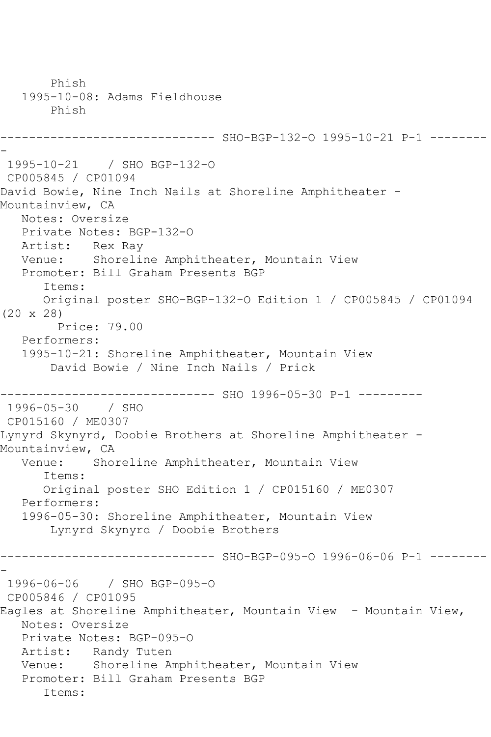Phish
1995-10-08: Adams Fieldhouse
Phish

------------------------------ SHO-BGP-132-O 1995-10-21 P-1 ---------
1995-10-21 / SHO BGP-132-O
CP005845 / CP01094
David Bowie, Nine Inch Nails at Shoreline Amphitheater - Mountainview, CA
Notes: Oversize
Private Notes: BGP-132-O
Artist: Rex Ray
Venue: Shoreline Amphitheater, Mountain View
Promoter: Bill Graham Presents BGP
Items:
Original poster SHO-BGP-132-O Edition 1 / CP005845 / CP01094 (20 x 28)
Price: 79.00
Performers:
1995-10-21: Shoreline Amphitheater, Mountain View
David Bowie / Nine Inch Nails / Prick

------------------------------ SHO 1996-05-30 P-1 ---------
1996-05-30 / SHO
CP015160 / ME0307
Lynyrd Skynyrd, Doobie Brothers at Shoreline Amphitheater - Mountainview, CA
Venue: Shoreline Amphitheater, Mountain View
Items:
Original poster SHO Edition 1 / CP015160 / ME0307
Performers:
1996-05-30: Shoreline Amphitheater, Mountain View
Lynyrd Skynyrd / Doobie Brothers

------------------------------ SHO-BGP-095-O 1996-06-06 P-1 ---------
1996-06-06 / SHO BGP-095-O
CP005846 / CP01095
Eagles at Shoreline Amphitheater, Mountain View - Mountain View,
Notes: Oversize
Private Notes: BGP-095-O
Artist: Randy Tuten
Venue: Shoreline Amphitheater, Mountain View
Promoter: Bill Graham Presents BGP
Items: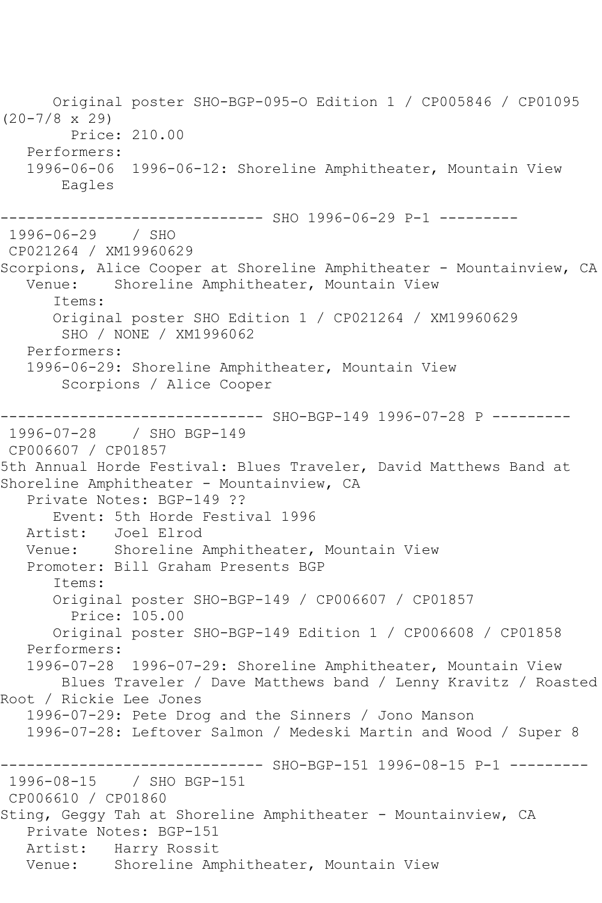Original poster SHO-BGP-095-O Edition 1 / CP005846 / CP01095 (20-7/8 x 29)
Price: 210.00
Performers:
1996-06-06 1996-06-12: Shoreline Amphitheater, Mountain View
Eagles

------------------------------ SHO 1996-06-29 P-1 ---------

1996-06-29 / SHO
CP021264 / XM19960629
Scorpions, Alice Cooper at Shoreline Amphitheater - Mountainview, CA
Venue: Shoreline Amphitheater, Mountain View
Items:
Original poster SHO Edition 1 / CP021264 / XM19960629
SHO / NONE / XM1996062
Performers:
1996-06-29: Shoreline Amphitheater, Mountain View
Scorpions / Alice Cooper

------------------------------ SHO-BGP-149 1996-07-28 P ---------

1996-07-28 / SHO BGP-149
CP006607 / CP01857
5th Annual Horde Festival: Blues Traveler, David Matthews Band at Shoreline Amphitheater - Mountainview, CA
Private Notes: BGP-149 ??
Event: 5th Horde Festival 1996
Artist: Joel Elrod
Venue: Shoreline Amphitheater, Mountain View
Promoter: Bill Graham Presents BGP
Items:
Original poster SHO-BGP-149 / CP006607 / CP01857
Price: 105.00
Original poster SHO-BGP-149 Edition 1 / CP006608 / CP01858
Performers:
1996-07-28 1996-07-29: Shoreline Amphitheater, Mountain View
Blues Traveler / Dave Matthews band / Lenny Kravitz / Roasted Root / Rickie Lee Jones
1996-07-29: Pete Drog and the Sinners / Jono Manson
1996-07-28: Leftover Salmon / Medeski Martin and Wood / Super 8

------------------------------ SHO-BGP-151 1996-08-15 P-1 ---------

1996-08-15 / SHO BGP-151
CP006610 / CP01860
Sting, Geggy Tah at Shoreline Amphitheater - Mountainview, CA
Private Notes: BGP-151
Artist: Harry Rossit
Venue: Shoreline Amphitheater, Mountain View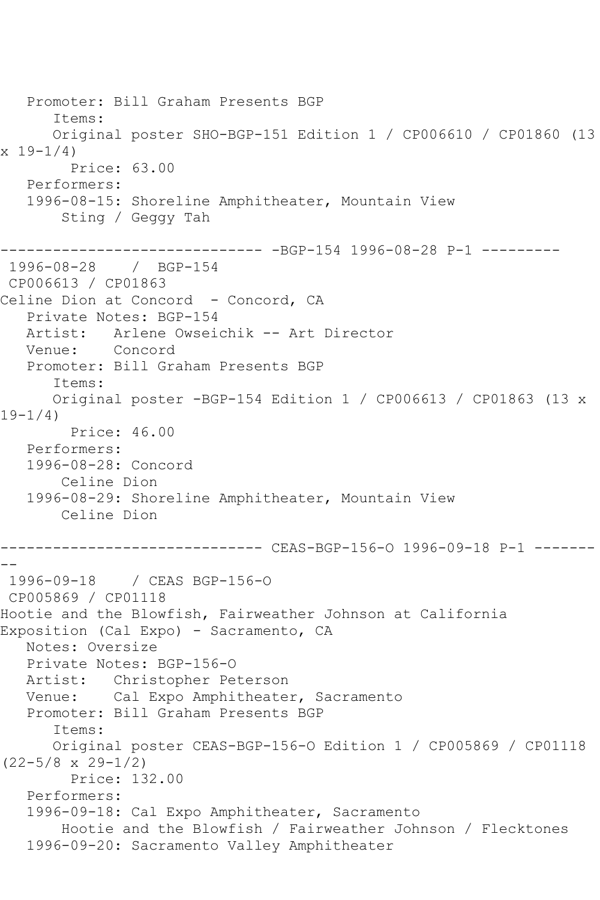Promoter: Bill Graham Presents BGP
Items:
Original poster SHO-BGP-151 Edition 1 / CP006610 / CP01860 (13 x 19-1/4)
Price: 63.00
Performers:
1996-08-15: Shoreline Amphitheater, Mountain View
Sting / Geggy Tah

------------------------------ -BGP-154 1996-08-28 P-1 ---------

1996-08-28 / BGP-154
CP006613 / CP01863
Celine Dion at Concord - Concord, CA
Private Notes: BGP-154
Artist: Arlene Owseichik -- Art Director
Venue: Concord
Promoter: Bill Graham Presents BGP
Items:
Original poster -BGP-154 Edition 1 / CP006613 / CP01863 (13 x 19-1/4)
Price: 46.00
Performers:
1996-08-28: Concord
Celine Dion
1996-08-29: Shoreline Amphitheater, Mountain View
Celine Dion

------------------------------ CEAS-BGP-156-O 1996-09-18 P-1 ---------

1996-09-18 / CEAS BGP-156-O
CP005869 / CP01118
Hootie and the Blowfish, Fairweather Johnson at California Exposition (Cal Expo) - Sacramento, CA
Notes: Oversize
Private Notes: BGP-156-O
Artist: Christopher Peterson
Venue: Cal Expo Amphitheater, Sacramento
Promoter: Bill Graham Presents BGP
Items:
Original poster CEAS-BGP-156-O Edition 1 / CP005869 / CP01118 (22-5/8 x 29-1/2)
Price: 132.00
Performers:
1996-09-18: Cal Expo Amphitheater, Sacramento
Hootie and the Blowfish / Fairweather Johnson / Flecktones
1996-09-20: Sacramento Valley Amphitheater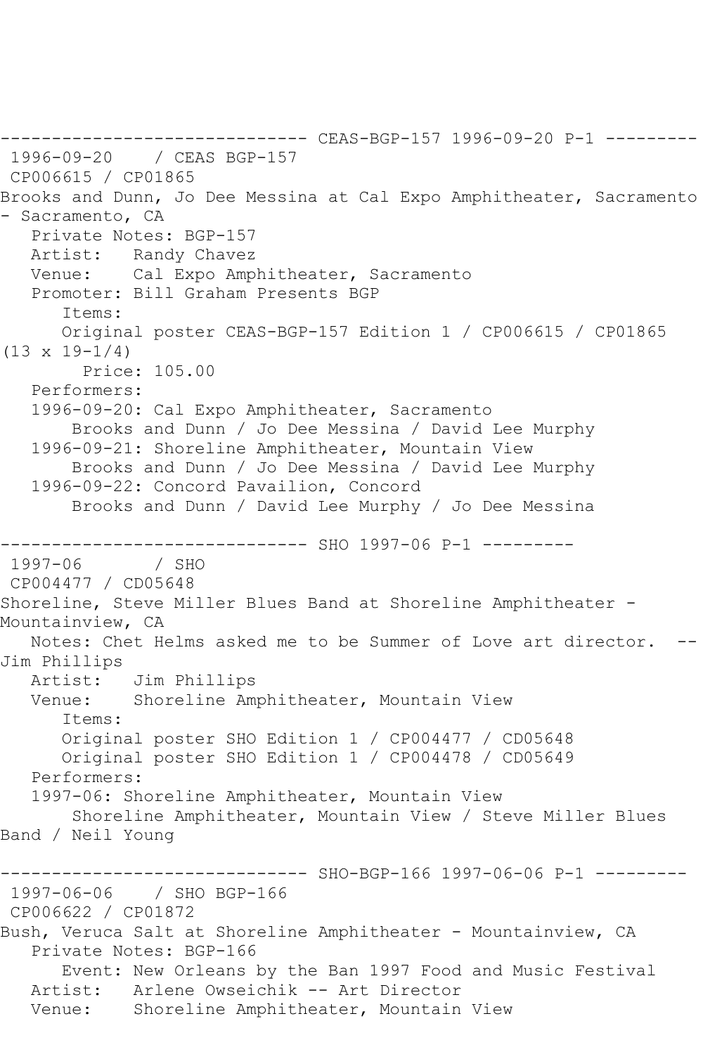------------------------------ CEAS-BGP-157 1996-09-20 P-1 ---------
1996-09-20 / CEAS BGP-157
CP006615 / CP01865
Brooks and Dunn, Jo Dee Messina at Cal Expo Amphitheater, Sacramento - Sacramento, CA
Private Notes: BGP-157
Artist: Randy Chavez
Venue: Cal Expo Amphitheater, Sacramento
Promoter: Bill Graham Presents BGP
Items:
Original poster CEAS-BGP-157 Edition 1 / CP006615 / CP01865 (13 x 19-1/4)
Price: 105.00
Performers:
1996-09-20: Cal Expo Amphitheater, Sacramento
Brooks and Dunn / Jo Dee Messina / David Lee Murphy
1996-09-21: Shoreline Amphitheater, Mountain View
Brooks and Dunn / Jo Dee Messina / David Lee Murphy
1996-09-22: Concord Pavailion, Concord
Brooks and Dunn / David Lee Murphy / Jo Dee Messina

------------------------------ SHO 1997-06 P-1 ---------
1997-06 / SHO
CP004477 / CD05648
Shoreline, Steve Miller Blues Band at Shoreline Amphitheater - Mountainview, CA
Notes: Chet Helms asked me to be Summer of Love art director. --Jim Phillips
Artist: Jim Phillips
Venue: Shoreline Amphitheater, Mountain View
Items:
Original poster SHO Edition 1 / CP004477 / CD05648
Original poster SHO Edition 1 / CP004478 / CD05649
Performers:
1997-06: Shoreline Amphitheater, Mountain View
Shoreline Amphitheater, Mountain View / Steve Miller Blues Band / Neil Young

------------------------------ SHO-BGP-166 1997-06-06 P-1 ---------
1997-06-06 / SHO BGP-166
CP006622 / CP01872
Bush, Veruca Salt at Shoreline Amphitheater - Mountainview, CA
Private Notes: BGP-166
Event: New Orleans by the Ban 1997 Food and Music Festival
Artist: Arlene Owseichik -- Art Director
Venue: Shoreline Amphitheater, Mountain View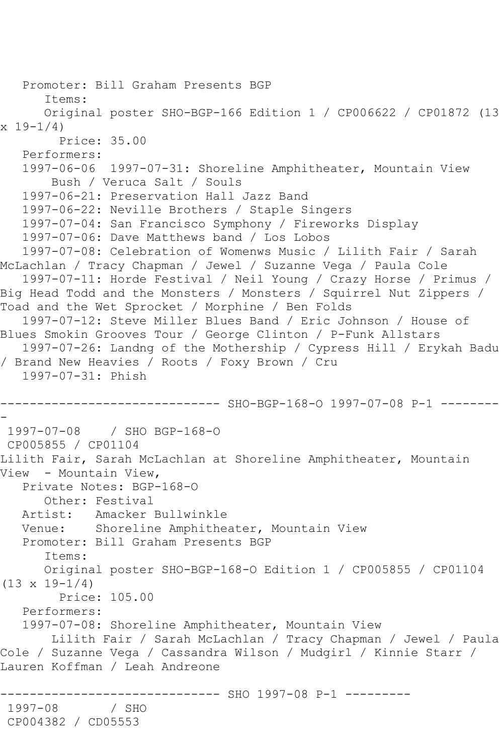Promoter: Bill Graham Presents BGP
Items:
Original poster SHO-BGP-166 Edition 1 / CP006622 / CP01872 (13 x 19-1/4)
Price: 35.00
Performers:
1997-06-06 1997-07-31: Shoreline Amphitheater, Mountain View
Bush / Veruca Salt / Souls
1997-06-21: Preservation Hall Jazz Band
1997-06-22: Neville Brothers / Staple Singers
1997-07-04: San Francisco Symphony / Fireworks Display
1997-07-06: Dave Matthews band / Los Lobos
1997-07-08: Celebration of Womenws Music / Lilith Fair / Sarah McLachlan / Tracy Chapman / Jewel / Suzanne Vega / Paula Cole
1997-07-11: Horde Festival / Neil Young / Crazy Horse / Primus / Big Head Todd and the Monsters / Monsters / Squirrel Nut Zippers / Toad and the Wet Sprocket / Morphine / Ben Folds
1997-07-12: Steve Miller Blues Band / Eric Johnson / House of Blues Smokin Grooves Tour / George Clinton / P-Funk Allstars
1997-07-26: Landng of the Mothership / Cypress Hill / Erykah Badu / Brand New Heavies / Roots / Foxy Brown / Cru
1997-07-31: Phish

------------------------------ SHO-BGP-168-O 1997-07-08 P-1 ---------

1997-07-08 / SHO BGP-168-O
CP005855 / CP01104
Lilith Fair, Sarah McLachlan at Shoreline Amphitheater, Mountain View - Mountain View,
Private Notes: BGP-168-O
Other: Festival
Artist: Amacker Bullwinkle
Venue: Shoreline Amphitheater, Mountain View
Promoter: Bill Graham Presents BGP
Items:
Original poster SHO-BGP-168-O Edition 1 / CP005855 / CP01104 (13 x 19-1/4)
Price: 105.00
Performers:
1997-07-08: Shoreline Amphitheater, Mountain View
Lilith Fair / Sarah McLachlan / Tracy Chapman / Jewel / Paula Cole / Suzanne Vega / Cassandra Wilson / Mudgirl / Kinnie Starr / Lauren Koffman / Leah Andreone

------------------------------ SHO 1997-08 P-1 ---------
1997-08 / SHO
CP004382 / CD05553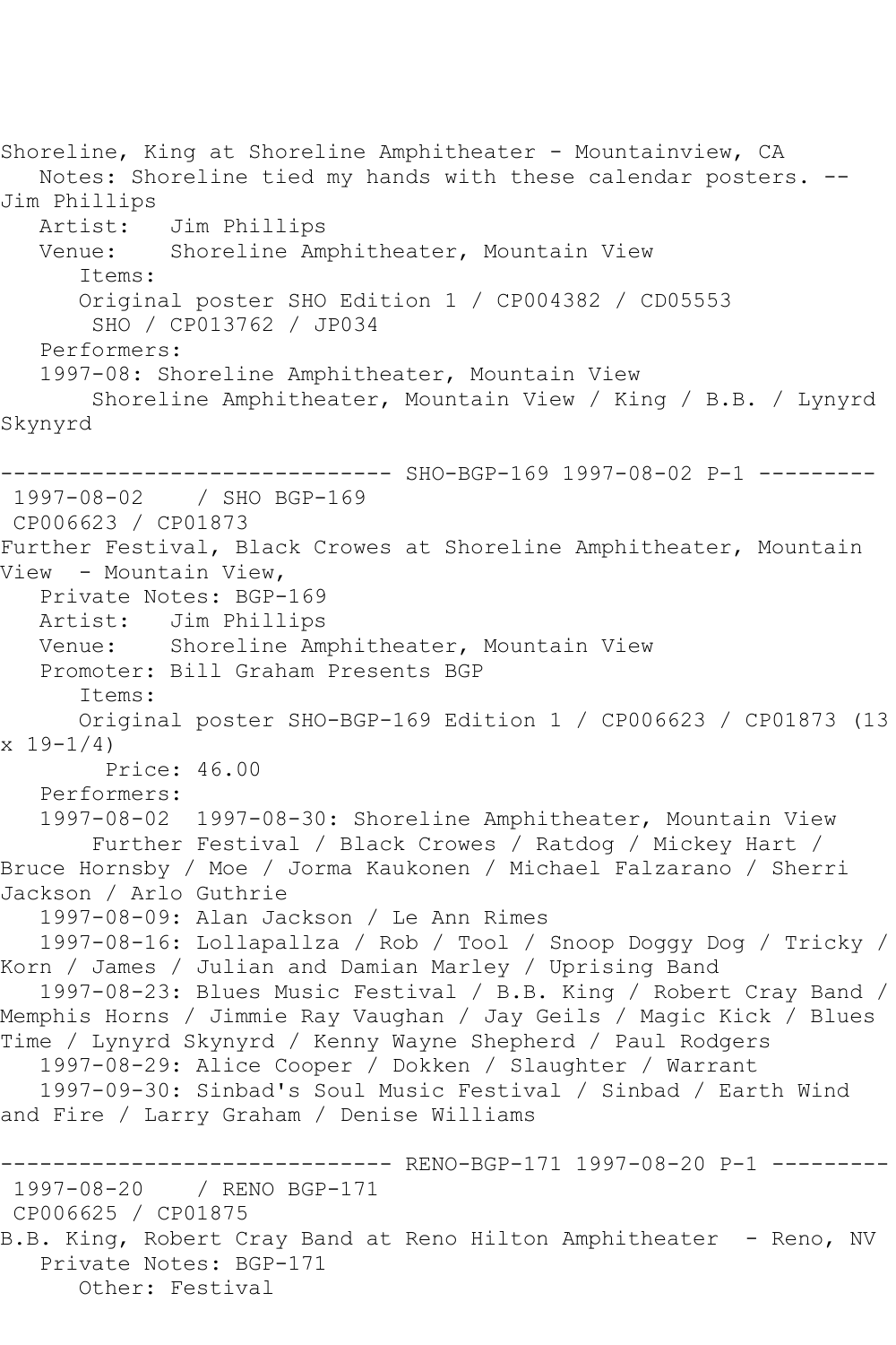Shoreline, King at Shoreline Amphitheater - Mountainview, CA
   Notes: Shoreline tied my hands with these calendar posters. -- Jim Phillips
   Artist:   Jim Phillips
   Venue:    Shoreline Amphitheater, Mountain View
      Items:
      Original poster SHO Edition 1 / CP004382 / CD05553
       SHO / CP013762 / JP034
   Performers:
   1997-08: Shoreline Amphitheater, Mountain View
       Shoreline Amphitheater, Mountain View / King / B.B. / Lynyrd Skynyrd

------------------------------ SHO-BGP-169 1997-08-02 P-1 ---------
 1997-08-02    / SHO BGP-169
 CP006623 / CP01873
Further Festival, Black Crowes at Shoreline Amphitheater, Mountain View  - Mountain View,
   Private Notes: BGP-169
   Artist:   Jim Phillips
   Venue:    Shoreline Amphitheater, Mountain View
   Promoter: Bill Graham Presents BGP
      Items:
      Original poster SHO-BGP-169 Edition 1 / CP006623 / CP01873 (13 x 19-1/4)
        Price: 46.00
   Performers:
   1997-08-02  1997-08-30: Shoreline Amphitheater, Mountain View
       Further Festival / Black Crowes / Ratdog / Mickey Hart / Bruce Hornsby / Moe / Jorma Kaukonen / Michael Falzarano / Sherri Jackson / Arlo Guthrie
   1997-08-09: Alan Jackson / Le Ann Rimes
   1997-08-16: Lollapallza / Rob / Tool / Snoop Doggy Dog / Tricky / Korn / James / Julian and Damian Marley / Uprising Band
   1997-08-23: Blues Music Festival / B.B. King / Robert Cray Band / Memphis Horns / Jimmie Ray Vaughan / Jay Geils / Magic Kick / Blues Time / Lynyrd Skynyrd / Kenny Wayne Shepherd / Paul Rodgers
   1997-08-29: Alice Cooper / Dokken / Slaughter / Warrant
   1997-09-30: Sinbad's Soul Music Festival / Sinbad / Earth Wind and Fire / Larry Graham / Denise Williams

------------------------------ RENO-BGP-171 1997-08-20 P-1 ---------
 1997-08-20    / RENO BGP-171
 CP006625 / CP01875
B.B. King, Robert Cray Band at Reno Hilton Amphitheater  - Reno, NV
   Private Notes: BGP-171
      Other: Festival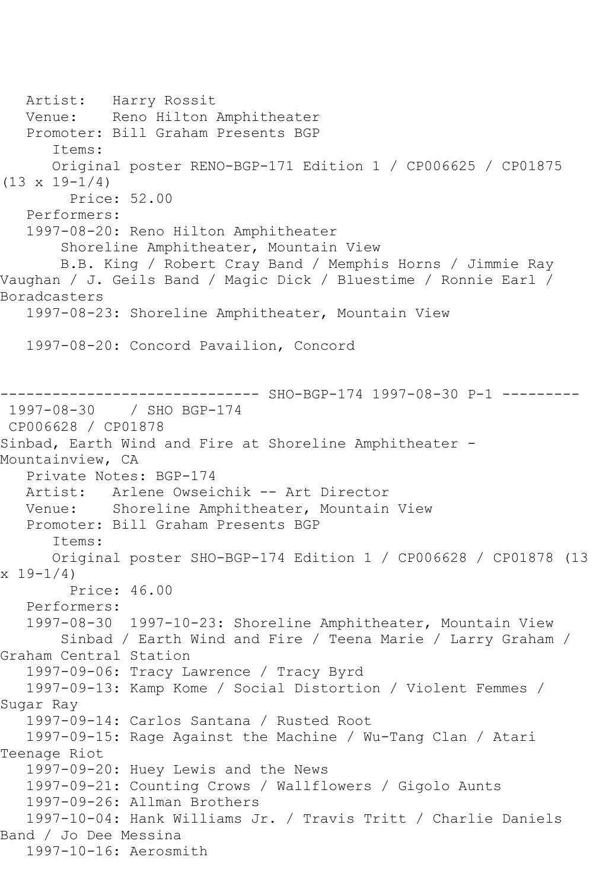Artist: Harry Rossit
Venue: Reno Hilton Amphitheater
Promoter: Bill Graham Presents BGP
Items:
Original poster RENO-BGP-171 Edition 1 / CP006625 / CP01875 (13 x 19-1/4)
Price: 52.00
Performers:
1997-08-20: Reno Hilton Amphitheater
Shoreline Amphitheater, Mountain View
B.B. King / Robert Cray Band / Memphis Horns / Jimmie Ray Vaughan / J. Geils Band / Magic Dick / Bluestime / Ronnie Earl / Boradcasters
1997-08-23: Shoreline Amphitheater, Mountain View

1997-08-20: Concord Pavailion, Concord

------------------------------ SHO-BGP-174 1997-08-30 P-1 ---------

1997-08-30 / SHO BGP-174
CP006628 / CP01878
Sinbad, Earth Wind and Fire at Shoreline Amphitheater - Mountainview, CA
Private Notes: BGP-174
Artist: Arlene Owseichik -- Art Director
Venue: Shoreline Amphitheater, Mountain View
Promoter: Bill Graham Presents BGP
Items:
Original poster SHO-BGP-174 Edition 1 / CP006628 / CP01878 (13 x 19-1/4)
Price: 46.00
Performers:
1997-08-30 1997-10-23: Shoreline Amphitheater, Mountain View
Sinbad / Earth Wind and Fire / Teena Marie / Larry Graham / Graham Central Station
1997-09-06: Tracy Lawrence / Tracy Byrd
1997-09-13: Kamp Kome / Social Distortion / Violent Femmes / Sugar Ray
1997-09-14: Carlos Santana / Rusted Root
1997-09-15: Rage Against the Machine / Wu-Tang Clan / Atari Teenage Riot
1997-09-20: Huey Lewis and the News
1997-09-21: Counting Crows / Wallflowers / Gigolo Aunts
1997-09-26: Allman Brothers
1997-10-04: Hank Williams Jr. / Travis Tritt / Charlie Daniels Band / Jo Dee Messina
1997-10-16: Aerosmith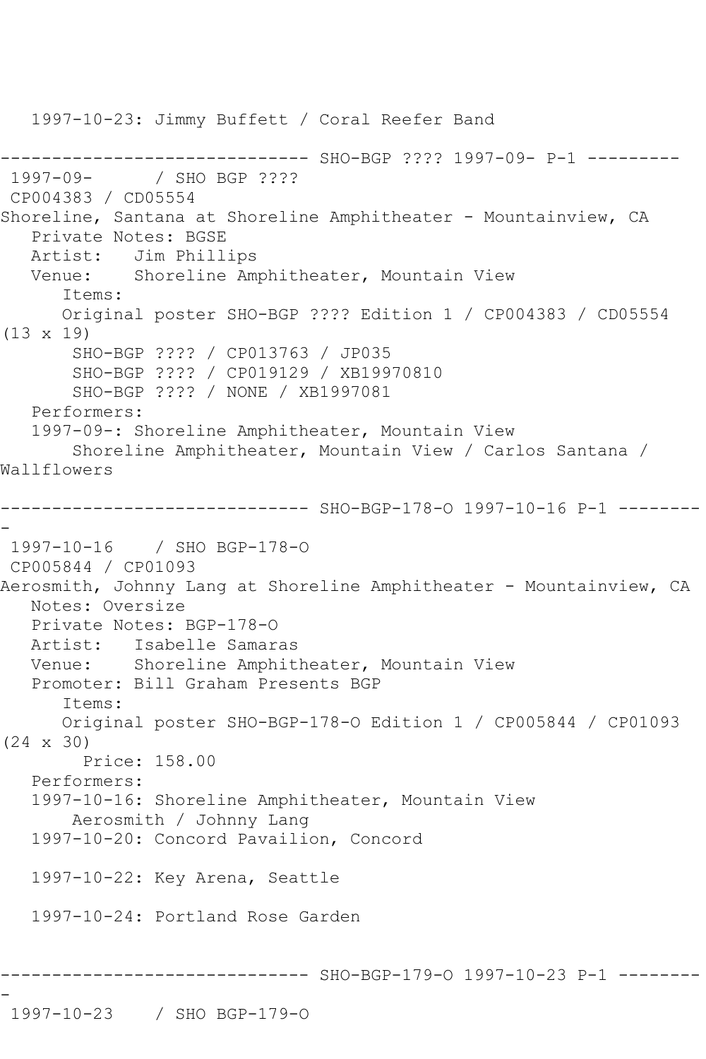1997-10-23: Jimmy Buffett / Coral Reefer Band

------------------------------ SHO-BGP ???? 1997-09- P-1 ---------

1997-09- / SHO BGP ????
CP004383 / CD05554
Shoreline, Santana at Shoreline Amphitheater - Mountainview, CA
Private Notes: BGSE
Artist: Jim Phillips
Venue: Shoreline Amphitheater, Mountain View
Items:
Original poster SHO-BGP ???? Edition 1 / CP004383 / CD05554 (13 x 19)
SHO-BGP ???? / CP013763 / JP035
SHO-BGP ???? / CP019129 / XB19970810
SHO-BGP ???? / NONE / XB1997081
Performers:
1997-09-: Shoreline Amphitheater, Mountain View
Shoreline Amphitheater, Mountain View / Carlos Santana / Wallflowers

------------------------------ SHO-BGP-178-O 1997-10-16 P-1 ---------

1997-10-16 / SHO BGP-178-O
CP005844 / CP01093
Aerosmith, Johnny Lang at Shoreline Amphitheater - Mountainview, CA
Notes: Oversize
Private Notes: BGP-178-O
Artist: Isabelle Samaras
Venue: Shoreline Amphitheater, Mountain View
Promoter: Bill Graham Presents BGP
Items:
Original poster SHO-BGP-178-O Edition 1 / CP005844 / CP01093 (24 x 30)
Price: 158.00
Performers:
1997-10-16: Shoreline Amphitheater, Mountain View
Aerosmith / Johnny Lang
1997-10-20: Concord Pavailion, Concord

1997-10-22: Key Arena, Seattle

1997-10-24: Portland Rose Garden

------------------------------ SHO-BGP-179-O 1997-10-23 P-1 ---------

1997-10-23 / SHO BGP-179-O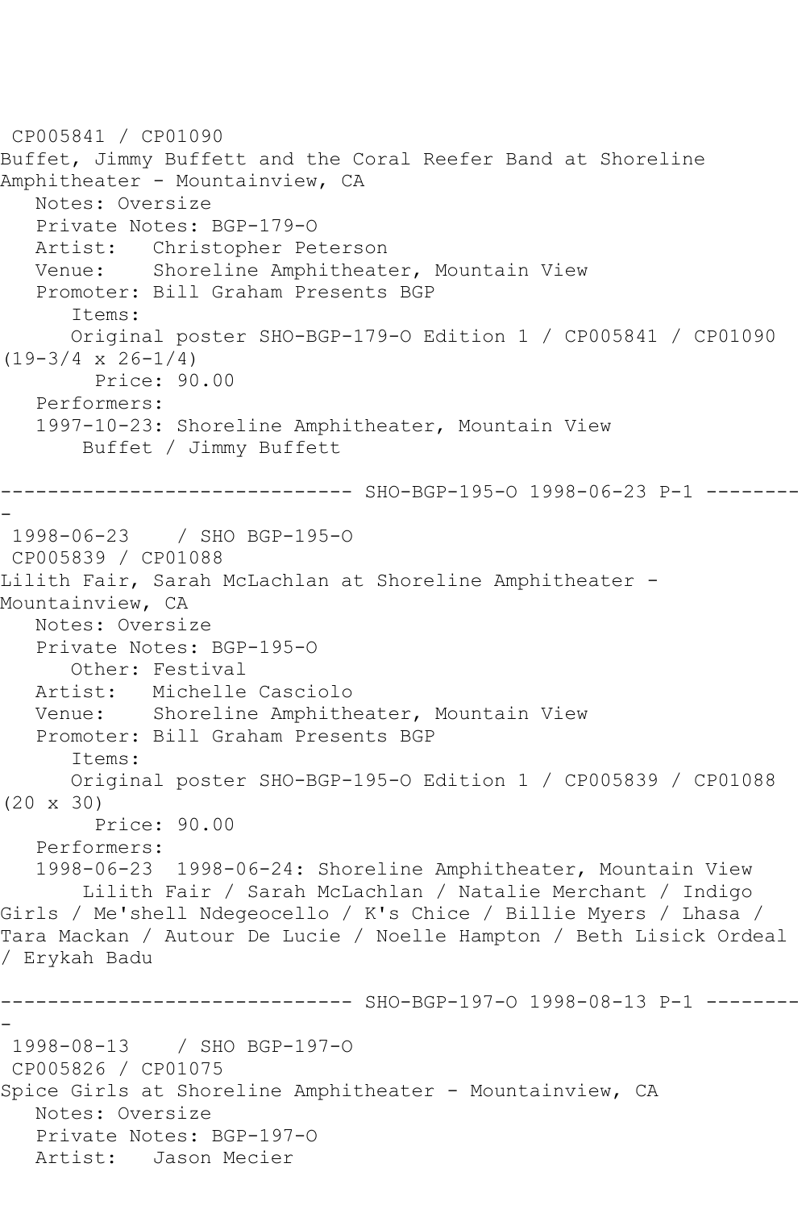CP005841 / CP01090
Buffet, Jimmy Buffett and the Coral Reefer Band at Shoreline Amphitheater - Mountainview, CA
   Notes: Oversize
   Private Notes: BGP-179-O
   Artist:   Christopher Peterson
   Venue:    Shoreline Amphitheater, Mountain View
   Promoter: Bill Graham Presents BGP
      Items:
      Original poster SHO-BGP-179-O Edition 1 / CP005841 / CP01090 (19-3/4 x 26-1/4)
        Price: 90.00
   Performers:
   1997-10-23: Shoreline Amphitheater, Mountain View
       Buffet / Jimmy Buffett

------------------------------ SHO-BGP-195-O 1998-06-23 P-1 ---------

1998-06-23    / SHO BGP-195-O
CP005839 / CP01088
Lilith Fair, Sarah McLachlan at Shoreline Amphitheater - Mountainview, CA
   Notes: Oversize
   Private Notes: BGP-195-O
      Other: Festival
   Artist:   Michelle Casciolo
   Venue:    Shoreline Amphitheater, Mountain View
   Promoter: Bill Graham Presents BGP
      Items:
      Original poster SHO-BGP-195-O Edition 1 / CP005839 / CP01088 (20 x 30)
        Price: 90.00
   Performers:
   1998-06-23  1998-06-24: Shoreline Amphitheater, Mountain View
       Lilith Fair / Sarah McLachlan / Natalie Merchant / Indigo Girls / Me'shell Ndegeocello / K's Chice / Billie Myers / Lhasa / Tara Mackan / Autour De Lucie / Noelle Hampton / Beth Lisick Ordeal / Erykah Badu

------------------------------ SHO-BGP-197-O 1998-08-13 P-1 ---------

1998-08-13    / SHO BGP-197-O
CP005826 / CP01075
Spice Girls at Shoreline Amphitheater - Mountainview, CA
   Notes: Oversize
   Private Notes: BGP-197-O
   Artist:   Jason Mecier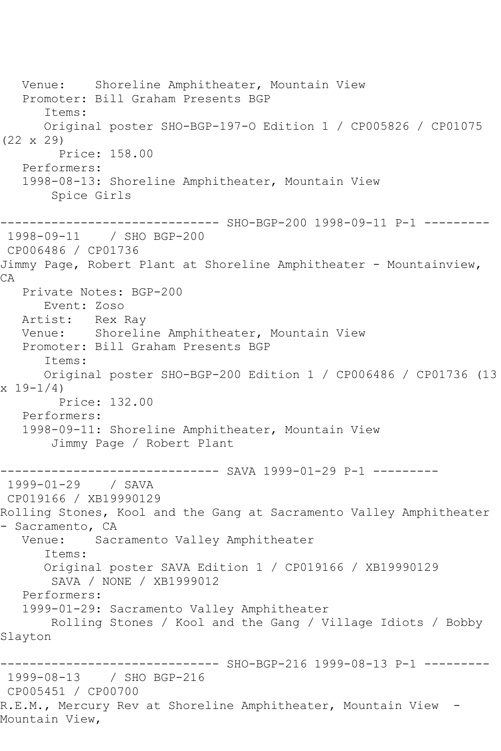Venue:    Shoreline Amphitheater, Mountain View
Promoter: Bill Graham Presents BGP
Items:
Original poster SHO-BGP-197-O Edition 1 / CP005826 / CP01075 (22 x 29)
Price: 158.00
Performers:
1998-08-13: Shoreline Amphitheater, Mountain View
Spice Girls

------------------------------ SHO-BGP-200 1998-09-11 P-1 ---------

1998-09-11    / SHO BGP-200
CP006486 / CP01736
Jimmy Page, Robert Plant at Shoreline Amphitheater - Mountainview, CA
Private Notes: BGP-200
Event: Zoso
Artist:   Rex Ray
Venue:    Shoreline Amphitheater, Mountain View
Promoter: Bill Graham Presents BGP
Items:
Original poster SHO-BGP-200 Edition 1 / CP006486 / CP01736 (13 x 19-1/4)
Price: 132.00
Performers:
1998-09-11: Shoreline Amphitheater, Mountain View
Jimmy Page / Robert Plant

------------------------------ SAVA 1999-01-29 P-1 ---------

1999-01-29    / SAVA
CP019166 / XB19990129
Rolling Stones, Kool and the Gang at Sacramento Valley Amphitheater - Sacramento, CA
Venue:    Sacramento Valley Amphitheater
Items:
Original poster SAVA Edition 1 / CP019166 / XB19990129
SAVA / NONE / XB1999012
Performers:
1999-01-29: Sacramento Valley Amphitheater
Rolling Stones / Kool and the Gang / Village Idiots / Bobby Slayton

------------------------------ SHO-BGP-216 1999-08-13 P-1 ---------

1999-08-13    / SHO BGP-216
CP005451 / CP00700
R.E.M., Mercury Rev at Shoreline Amphitheater, Mountain View  - Mountain View,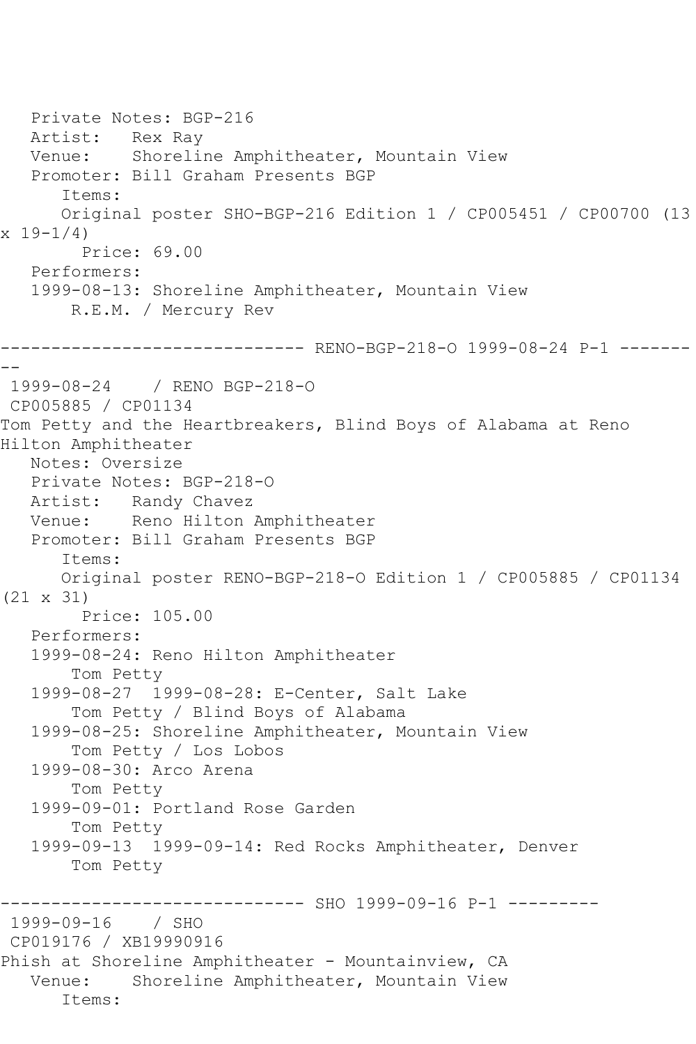Private Notes: BGP-216
Artist: Rex Ray
Venue: Shoreline Amphitheater, Mountain View
Promoter: Bill Graham Presents BGP
Items:
Original poster SHO-BGP-216 Edition 1 / CP005451 / CP00700 (13 x 19-1/4)
Price: 69.00
Performers:
1999-08-13: Shoreline Amphitheater, Mountain View
R.E.M. / Mercury Rev

------------------------------ RENO-BGP-218-O 1999-08-24 P-1 ---------

1999-08-24 / RENO BGP-218-O
CP005885 / CP01134
Tom Petty and the Heartbreakers, Blind Boys of Alabama at Reno Hilton Amphitheater
Notes: Oversize
Private Notes: BGP-218-O
Artist: Randy Chavez
Venue: Reno Hilton Amphitheater
Promoter: Bill Graham Presents BGP
Items:
Original poster RENO-BGP-218-O Edition 1 / CP005885 / CP01134 (21 x 31)
Price: 105.00
Performers:
1999-08-24: Reno Hilton Amphitheater
Tom Petty
1999-08-27 1999-08-28: E-Center, Salt Lake
Tom Petty / Blind Boys of Alabama
1999-08-25: Shoreline Amphitheater, Mountain View
Tom Petty / Los Lobos
1999-08-30: Arco Arena
Tom Petty
1999-09-01: Portland Rose Garden
Tom Petty
1999-09-13 1999-09-14: Red Rocks Amphitheater, Denver
Tom Petty

------------------------------ SHO 1999-09-16 P-1 ---------

1999-09-16 / SHO
CP019176 / XB19990916
Phish at Shoreline Amphitheater - Mountainview, CA
Venue: Shoreline Amphitheater, Mountain View
Items: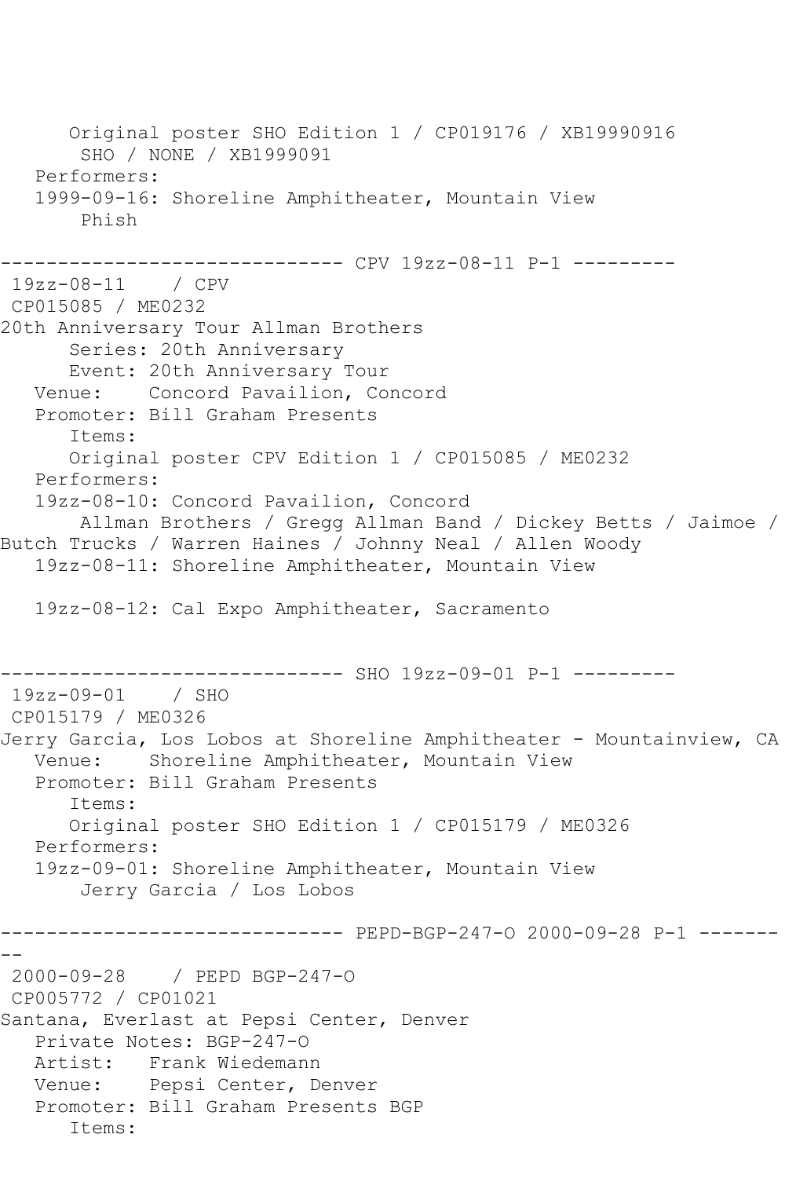Original poster SHO Edition 1 / CP019176 / XB19990916
SHO / NONE / XB1999091

Performers:

1999-09-16: Shoreline Amphitheater, Mountain View
Phish

------------------------------ CPV 19zz-08-11 P-1 ---------

19zz-08-11 / CPV
CP015085 / ME0232

20th Anniversary Tour Allman Brothers

Series: 20th Anniversary
Event: 20th Anniversary Tour

Venue: Concord Pavailion, Concord
Promoter: Bill Graham Presents

Items:
Original poster CPV Edition 1 / CP015085 / ME0232

Performers:

19zz-08-10: Concord Pavailion, Concord
Allman Brothers / Gregg Allman Band / Dickey Betts / Jaimoe / Butch Trucks / Warren Haines / Johnny Neal / Allen Woody

19zz-08-11: Shoreline Amphitheater, Mountain View

19zz-08-12: Cal Expo Amphitheater, Sacramento

------------------------------ SHO 19zz-09-01 P-1 ---------

19zz-09-01 / SHO
CP015179 / ME0326

Jerry Garcia, Los Lobos at Shoreline Amphitheater - Mountainview, CA

Venue: Shoreline Amphitheater, Mountain View
Promoter: Bill Graham Presents

Items:
Original poster SHO Edition 1 / CP015179 / ME0326

Performers:

19zz-09-01: Shoreline Amphitheater, Mountain View
Jerry Garcia / Los Lobos

------------------------------ PEPD-BGP-247-O 2000-09-28 P-1 ---------

2000-09-28 / PEPD BGP-247-O
CP005772 / CP01021

Santana, Everlast at Pepsi Center, Denver

Private Notes: BGP-247-O
Artist: Frank Wiedemann
Venue: Pepsi Center, Denver
Promoter: Bill Graham Presents BGP

Items: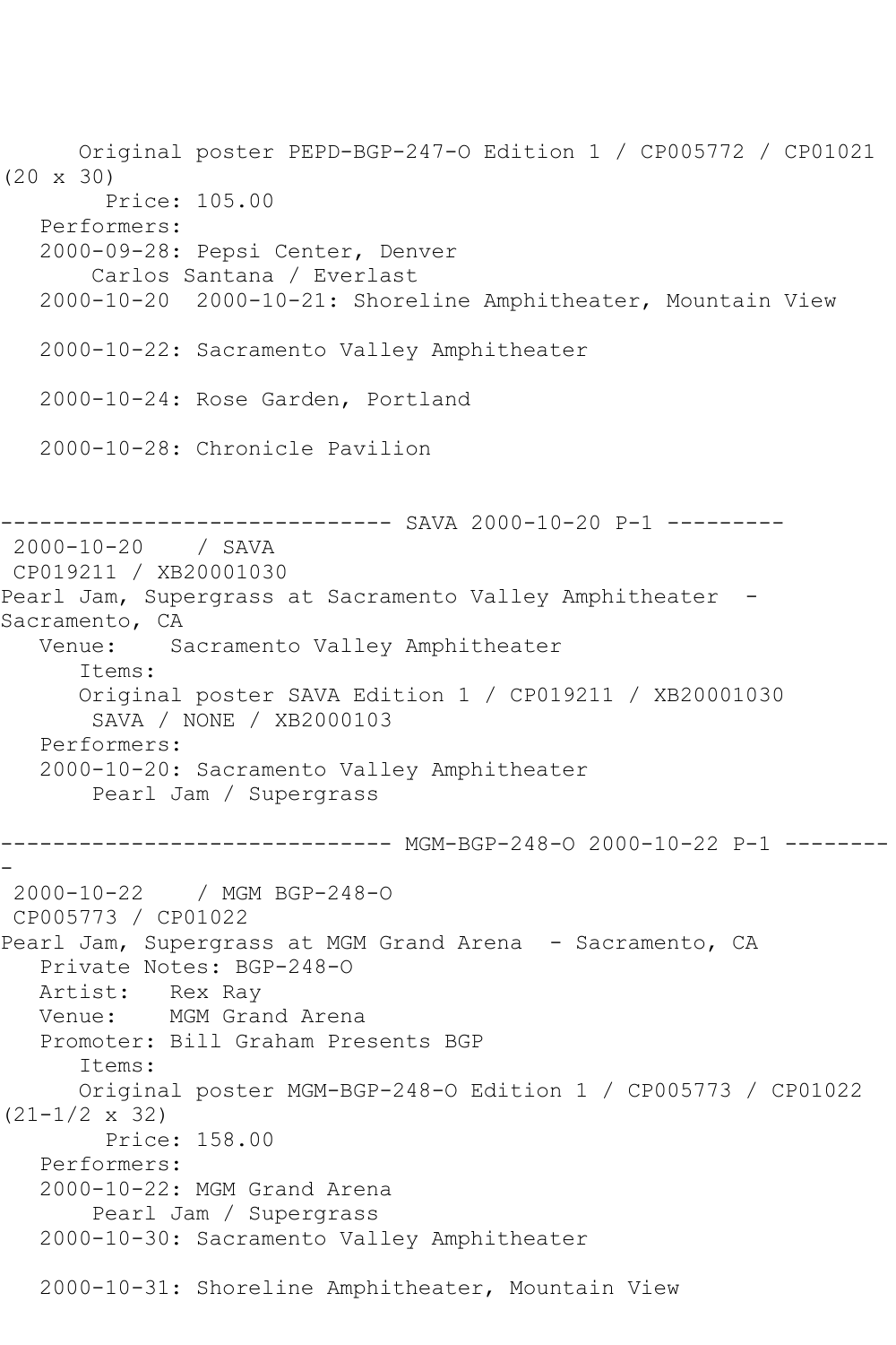Original poster PEPD-BGP-247-O Edition 1 / CP005772 / CP01021 (20 x 30)

Price: 105.00

Performers:

2000-09-28: Pepsi Center, Denver

Carlos Santana / Everlast

2000-10-20 2000-10-21: Shoreline Amphitheater, Mountain View

2000-10-22: Sacramento Valley Amphitheater

2000-10-24: Rose Garden, Portland

2000-10-28: Chronicle Pavilion

------------------------------ SAVA 2000-10-20 P-1 ---------

2000-10-20 / SAVA

CP019211 / XB20001030

Pearl Jam, Supergrass at Sacramento Valley Amphitheater - Sacramento, CA

Venue: Sacramento Valley Amphitheater

Items:

Original poster SAVA Edition 1 / CP019211 / XB20001030

SAVA / NONE / XB2000103

Performers:

2000-10-20: Sacramento Valley Amphitheater

Pearl Jam / Supergrass

------------------------------ MGM-BGP-248-O 2000-10-22 P-1 ---------

2000-10-22 / MGM BGP-248-O

CP005773 / CP01022

Pearl Jam, Supergrass at MGM Grand Arena - Sacramento, CA

Private Notes: BGP-248-O

Artist: Rex Ray

Venue: MGM Grand Arena

Promoter: Bill Graham Presents BGP

Items:

Original poster MGM-BGP-248-O Edition 1 / CP005773 / CP01022 (21-1/2 x 32)

Price: 158.00

Performers:

2000-10-22: MGM Grand Arena

Pearl Jam / Supergrass

2000-10-30: Sacramento Valley Amphitheater

2000-10-31: Shoreline Amphitheater, Mountain View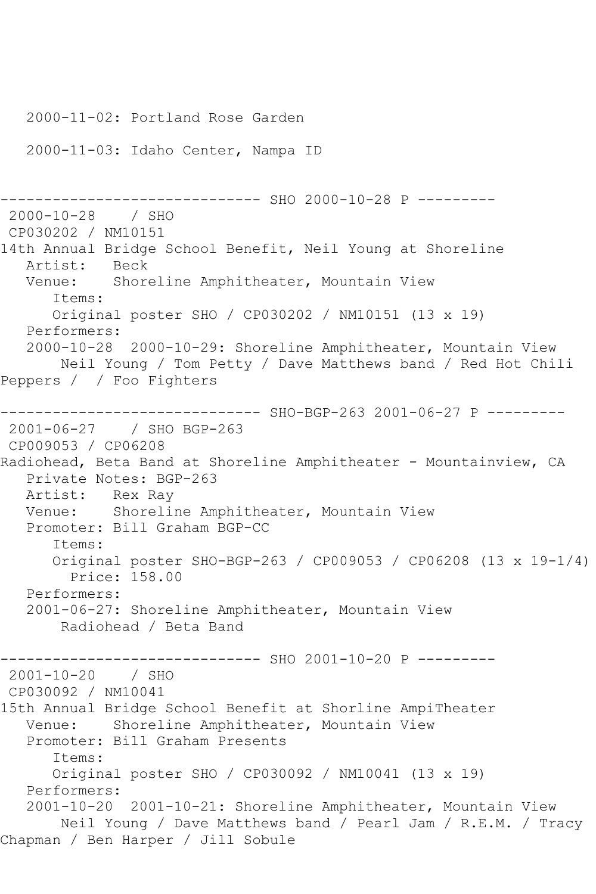2000-11-02: Portland Rose Garden

2000-11-03: Idaho Center, Nampa ID

------------------------------ SHO 2000-10-28 P ---------

2000-10-28 / SHO
CP030202 / NM10151
14th Annual Bridge School Benefit, Neil Young at Shoreline
Artist: Beck
Venue: Shoreline Amphitheater, Mountain View
Items:
Original poster SHO / CP030202 / NM10151 (13 x 19)
Performers:
2000-10-28 2000-10-29: Shoreline Amphitheater, Mountain View
Neil Young / Tom Petty / Dave Matthews band / Red Hot Chili Peppers / / Foo Fighters

------------------------------ SHO-BGP-263 2001-06-27 P ---------

2001-06-27 / SHO BGP-263
CP009053 / CP06208
Radiohead, Beta Band at Shoreline Amphitheater - Mountainview, CA
Private Notes: BGP-263
Artist: Rex Ray
Venue: Shoreline Amphitheater, Mountain View
Promoter: Bill Graham BGP-CC
Items:
Original poster SHO-BGP-263 / CP009053 / CP06208 (13 x 19-1/4)
Price: 158.00
Performers:
2001-06-27: Shoreline Amphitheater, Mountain View
Radiohead / Beta Band

------------------------------ SHO 2001-10-20 P ---------

2001-10-20 / SHO
CP030092 / NM10041
15th Annual Bridge School Benefit at Shorline AmpiTheater
Venue: Shoreline Amphitheater, Mountain View
Promoter: Bill Graham Presents
Items:
Original poster SHO / CP030092 / NM10041 (13 x 19)
Performers:
2001-10-20 2001-10-21: Shoreline Amphitheater, Mountain View
Neil Young / Dave Matthews band / Pearl Jam / R.E.M. / Tracy Chapman / Ben Harper / Jill Sobule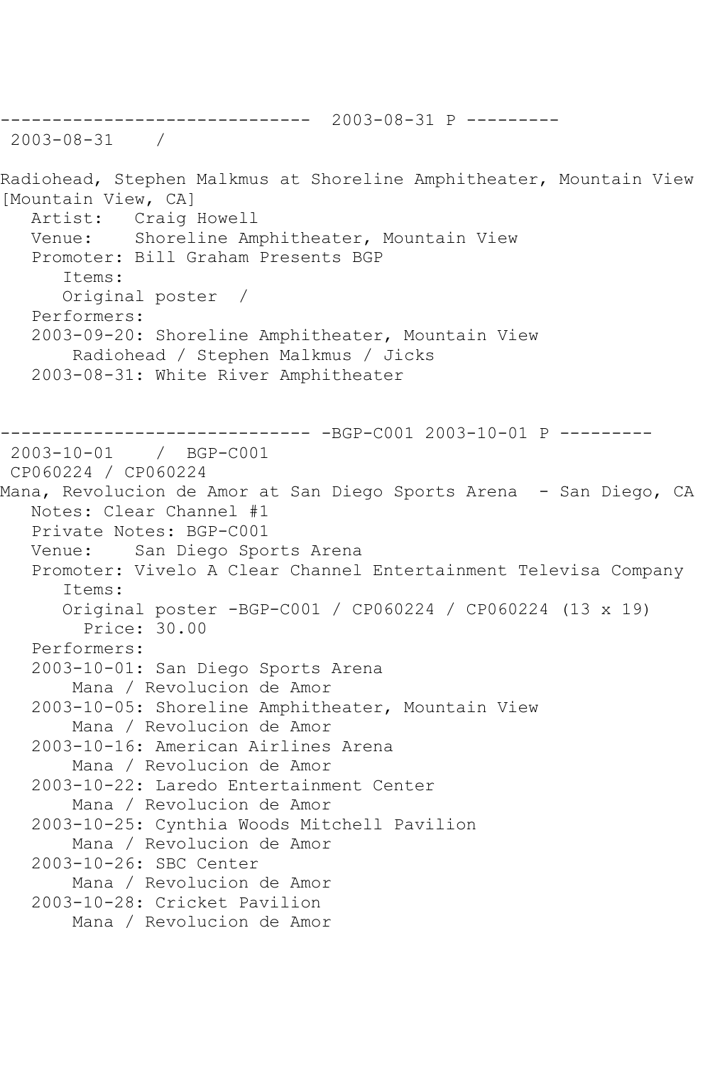------------------------------ 2003-08-31 P ---------
2003-08-31 /

Radiohead, Stephen Malkmus at Shoreline Amphitheater, Mountain View [Mountain View, CA]
Artist: Craig Howell
Venue: Shoreline Amphitheater, Mountain View
Promoter: Bill Graham Presents BGP
Items:
Original poster /
Performers:
2003-09-20: Shoreline Amphitheater, Mountain View
Radiohead / Stephen Malkmus / Jicks
2003-08-31: White River Amphitheater

------------------------------ -BGP-C001 2003-10-01 P ---------
2003-10-01 / BGP-C001
CP060224 / CP060224
Mana, Revolucion de Amor at San Diego Sports Arena - San Diego, CA
Notes: Clear Channel #1
Private Notes: BGP-C001
Venue: San Diego Sports Arena
Promoter: Vivelo A Clear Channel Entertainment Televisa Company
Items:
Original poster -BGP-C001 / CP060224 / CP060224 (13 x 19)
Price: 30.00
Performers:
2003-10-01: San Diego Sports Arena
Mana / Revolucion de Amor
2003-10-05: Shoreline Amphitheater, Mountain View
Mana / Revolucion de Amor
2003-10-16: American Airlines Arena
Mana / Revolucion de Amor
2003-10-22: Laredo Entertainment Center
Mana / Revolucion de Amor
2003-10-25: Cynthia Woods Mitchell Pavilion
Mana / Revolucion de Amor
2003-10-26: SBC Center
Mana / Revolucion de Amor
2003-10-28: Cricket Pavilion
Mana / Revolucion de Amor